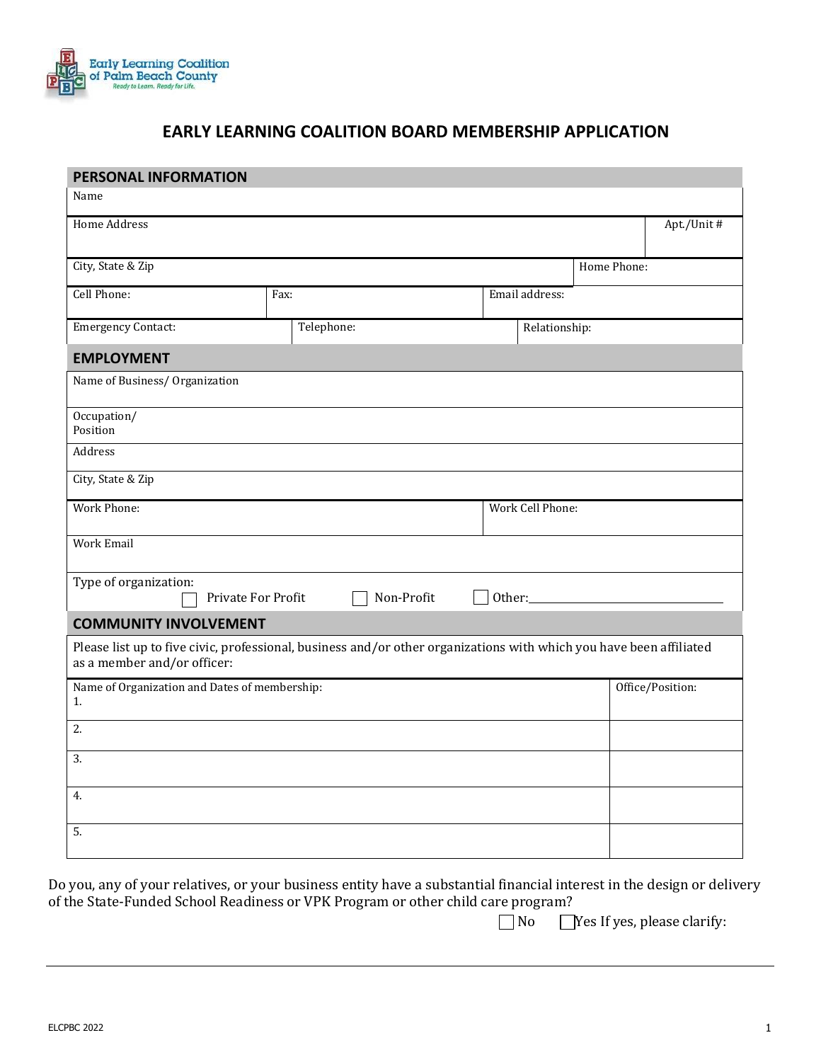Early Learning Coalition of Palm Beach County
*Ready to Learn. Ready for Life.*

# EARLY LEARNING COALITION BOARD MEMBERSHIP APPLICATION

## PERSONAL INFORMATION

| Name | | |
|---|---|---|
| Home Address | | Apt./Unit # |
| City, State & Zip | | Home Phone: |
| Cell Phone: | Fax: | Email address: |
| Emergency Contact: | Telephone: | Relationship: |

## EMPLOYMENT

| Name of Business/ Organization | |
|---|---|
| Occupation/ Position | |
| Address | |
| City, State & Zip | |
| Work Phone: | Work Cell Phone: |
| Work Email | |

Type of organization:
☐ Private For Profit ☐ Non-Profit ☐ Other:\_\_\_\_\_\_\_\_\_\_\_\_\_\_\_\_\_\_\_\_\_\_\_\_

## COMMUNITY INVOLVEMENT

Please list up to five civic, professional, business and/or other organizations with which you have been affiliated as a member and/or officer:

| Name of Organization and Dates of membership: | Office/Position: |
|---|---|
| 1. | |
| 2. | |
| 3. | |
| 4. | |
| 5. | |

Do you, any of your relatives, or your business entity have a substantial financial interest in the design or delivery of the State-Funded School Readiness or VPK Program or other child care program?

☐ No ☐ Yes If yes, please clarify:

\_\_\_\_\_\_\_\_\_\_\_\_\_\_\_\_\_\_\_\_\_\_\_\_\_\_\_\_\_\_\_\_\_\_\_\_\_\_\_\_\_\_\_\_\_\_\_\_\_\_\_\_\_\_\_\_\_\_\_\_\_\_\_\_\_\_\_\_\_\_

ELCPBC 2022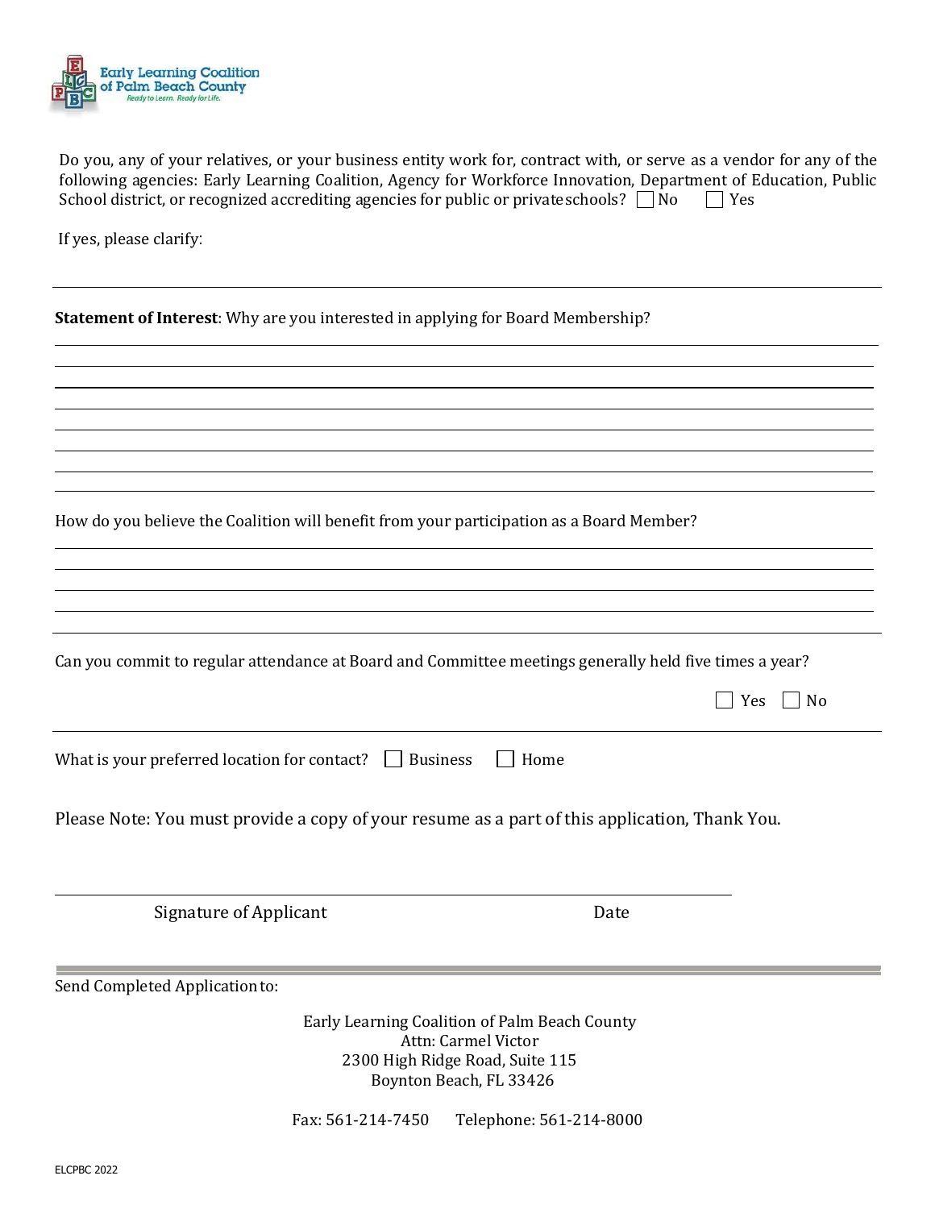Early Learning Coalition of Palm Beach County

*Ready to Learn. Ready for Life.*

Do you, any of your relatives, or your business entity work for, contract with, or serve as a vendor for any of the following agencies: Early Learning Coalition, Agency for Workforce Innovation, Department of Education, Public School district, or recognized accrediting agencies for public or private schools? ☐ No ☐ Yes

If yes, please clarify:

---

**Statement of Interest**: Why are you interested in applying for Board Membership?

---

How do you believe the Coalition will benefit from your participation as a Board Member?

---

Can you commit to regular attendance at Board and Committee meetings generally held five times a year?

☐ Yes ☐ No

---

What is your preferred location for contact? ☐ Business ☐ Home

Please Note: You must provide a copy of your resume as a part of this application, Thank You.

Signature of Applicant ____________________ Date __________

---

Send Completed Application to:

Early Learning Coalition of Palm Beach County
Attn: Carmel Victor
2300 High Ridge Road, Suite 115
Boynton Beach, FL 33426

Fax: 561-214-7450 Telephone: 561-214-8000

ELCPBC 2022